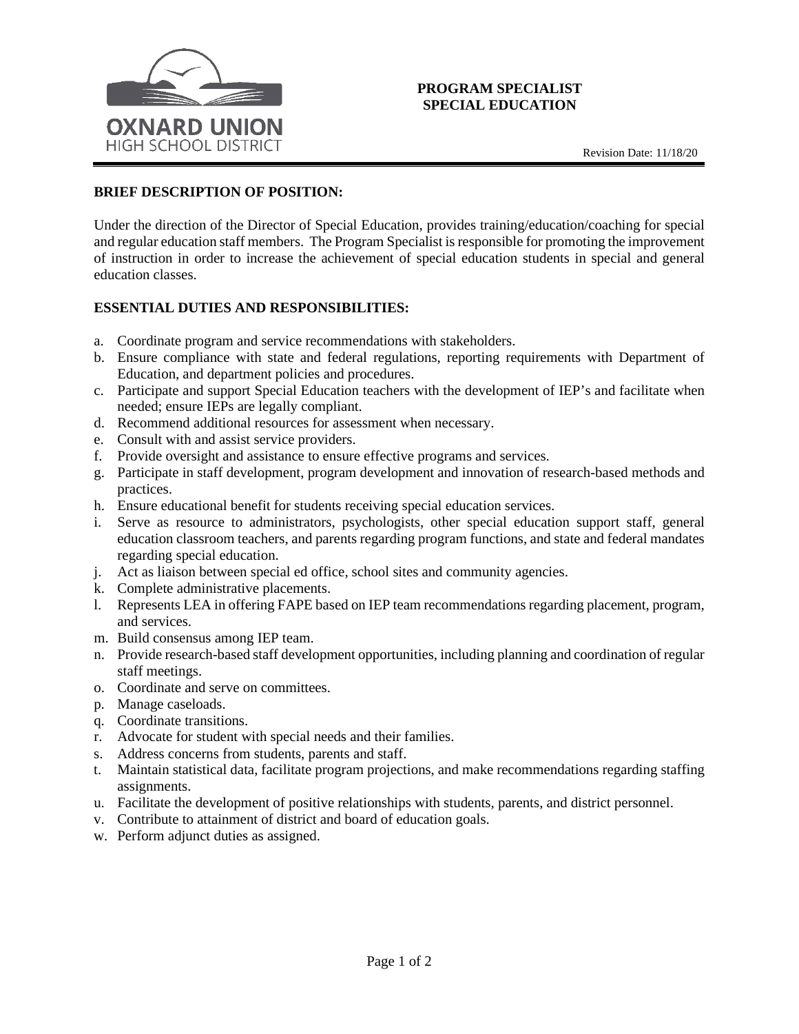OXNARD UNION
HIGH SCHOOL DISTRICT

# PROGRAM SPECIALIST
# SPECIAL EDUCATION

Revision Date: 11/18/20

## BRIEF DESCRIPTION OF POSITION:

Under the direction of the Director of Special Education, provides training/education/coaching for special and regular education staff members. The Program Specialist is responsible for promoting the improvement of instruction in order to increase the achievement of special education students in special and general education classes.

## ESSENTIAL DUTIES AND RESPONSIBILITIES:

a. Coordinate program and service recommendations with stakeholders.
b. Ensure compliance with state and federal regulations, reporting requirements with Department of Education, and department policies and procedures.
c. Participate and support Special Education teachers with the development of IEP's and facilitate when needed; ensure IEPs are legally compliant.
d. Recommend additional resources for assessment when necessary.
e. Consult with and assist service providers.
f. Provide oversight and assistance to ensure effective programs and services.
g. Participate in staff development, program development and innovation of research-based methods and practices.
h. Ensure educational benefit for students receiving special education services.
i. Serve as resource to administrators, psychologists, other special education support staff, general education classroom teachers, and parents regarding program functions, and state and federal mandates regarding special education.
j. Act as liaison between special ed office, school sites and community agencies.
k. Complete administrative placements.
l. Represents LEA in offering FAPE based on IEP team recommendations regarding placement, program, and services.
m. Build consensus among IEP team.
n. Provide research-based staff development opportunities, including planning and coordination of regular staff meetings.
o. Coordinate and serve on committees.
p. Manage caseloads.
q. Coordinate transitions.
r. Advocate for student with special needs and their families.
s. Address concerns from students, parents and staff.
t. Maintain statistical data, facilitate program projections, and make recommendations regarding staffing assignments.
u. Facilitate the development of positive relationships with students, parents, and district personnel.
v. Contribute to attainment of district and board of education goals.
w. Perform adjunct duties as assigned.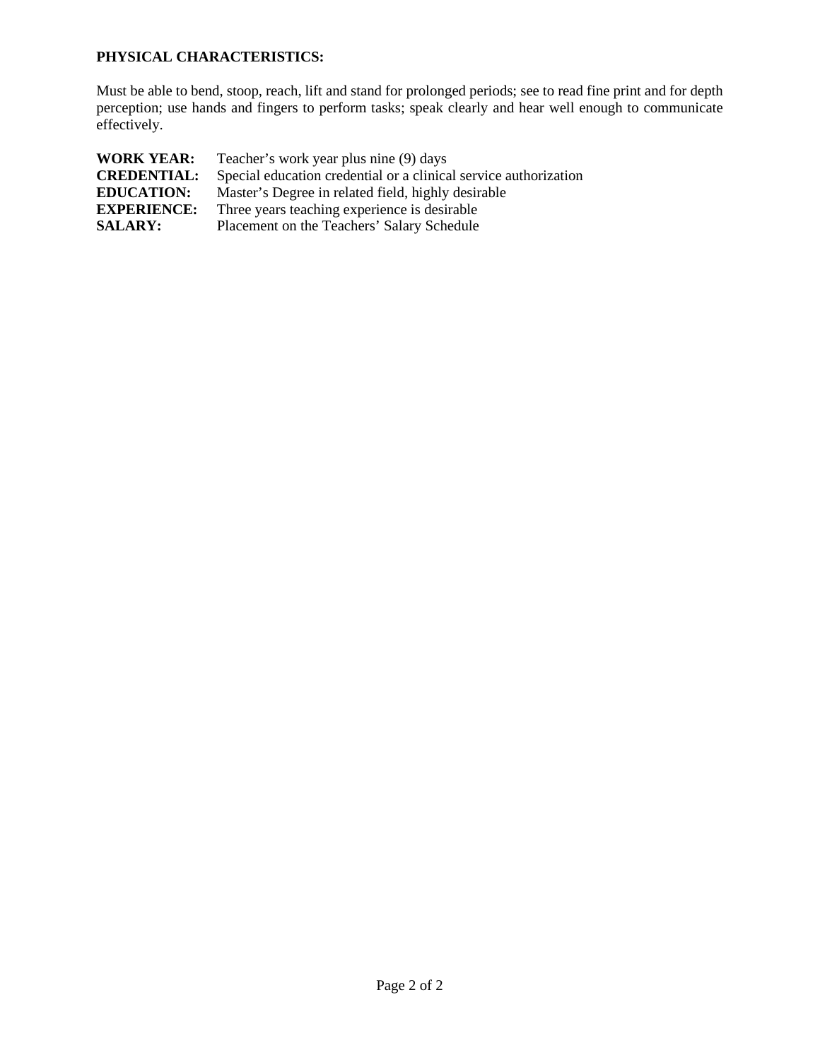**PHYSICAL CHARACTERISTICS:**

Must be able to bend, stoop, reach, lift and stand for prolonged periods; see to read fine print and for depth perception; use hands and fingers to perform tasks; speak clearly and hear well enough to communicate effectively.

**WORK YEAR:** Teacher's work year plus nine (9) days
**CREDENTIAL:** Special education credential or a clinical service authorization
**EDUCATION:** Master's Degree in related field, highly desirable
**EXPERIENCE:** Three years teaching experience is desirable
**SALARY:** Placement on the Teachers' Salary Schedule